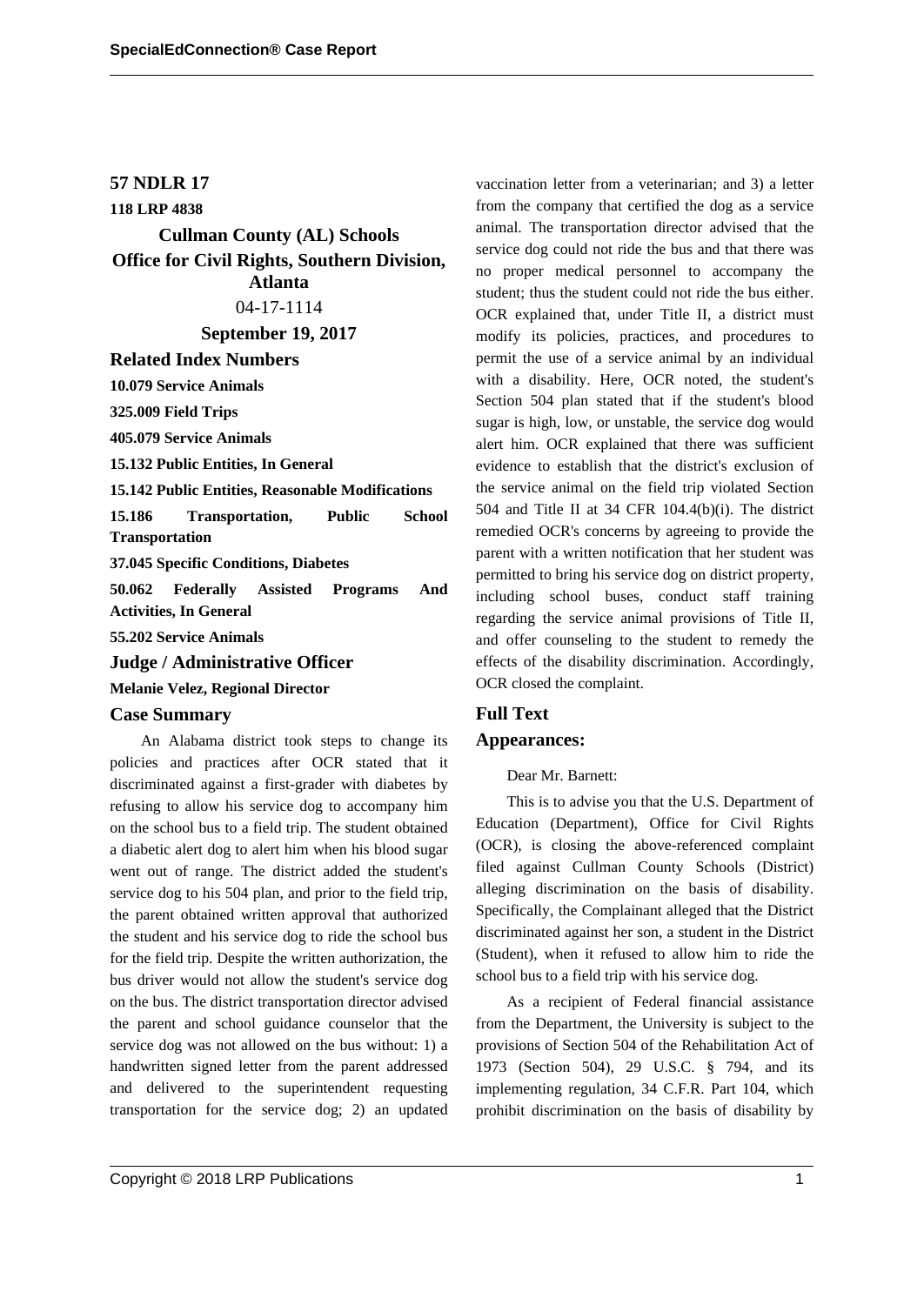**57 NDLR 17**

**118 LRP 4838**

## Cullman County (AL) Schools

## Office for Civil Rights, Southern Division, Atlanta

04-17-1114

**September 19, 2017**

### Related Index Numbers

**10.079 Service Animals**

**325.009 Field Trips**

**405.079 Service Animals**

**15.132 Public Entities, In General**

**15.142 Public Entities, Reasonable Modifications**

**15.186 Transportation, Public School Transportation**

**37.045 Specific Conditions, Diabetes**

**50.062 Federally Assisted Programs And Activities, In General**

**55.202 Service Animals**

### Judge / Administrative Officer

**Melanie Velez, Regional Director**

### Case Summary

An Alabama district took steps to change its policies and practices after OCR stated that it discriminated against a first-grader with diabetes by refusing to allow his service dog to accompany him on the school bus to a field trip. The student obtained a diabetic alert dog to alert him when his blood sugar went out of range. The district added the student's service dog to his 504 plan, and prior to the field trip, the parent obtained written approval that authorized the student and his service dog to ride the school bus for the field trip. Despite the written authorization, the bus driver would not allow the student's service dog on the bus. The district transportation director advised the parent and school guidance counselor that the service dog was not allowed on the bus without: 1) a handwritten signed letter from the parent addressed and delivered to the superintendent requesting transportation for the service dog; 2) an updated vaccination letter from a veterinarian; and 3) a letter from the company that certified the dog as a service animal. The transportation director advised that the service dog could not ride the bus and that there was no proper medical personnel to accompany the student; thus the student could not ride the bus either. OCR explained that, under Title II, a district must modify its policies, practices, and procedures to permit the use of a service animal by an individual with a disability. Here, OCR noted, the student's Section 504 plan stated that if the student's blood sugar is high, low, or unstable, the service dog would alert him. OCR explained that there was sufficient evidence to establish that the district's exclusion of the service animal on the field trip violated Section 504 and Title II at 34 CFR 104.4(b)(i). The district remedied OCR's concerns by agreeing to provide the parent with a written notification that her student was permitted to bring his service dog on district property, including school buses, conduct staff training regarding the service animal provisions of Title II, and offer counseling to the student to remedy the effects of the disability discrimination. Accordingly, OCR closed the complaint.

### Full Text

### Appearances:

Dear Mr. Barnett:

This is to advise you that the U.S. Department of Education (Department), Office for Civil Rights (OCR), is closing the above-referenced complaint filed against Cullman County Schools (District) alleging discrimination on the basis of disability. Specifically, the Complainant alleged that the District discriminated against her son, a student in the District (Student), when it refused to allow him to ride the school bus to a field trip with his service dog.

As a recipient of Federal financial assistance from the Department, the University is subject to the provisions of Section 504 of the Rehabilitation Act of 1973 (Section 504), 29 U.S.C. § 794, and its implementing regulation, 34 C.F.R. Part 104, which prohibit discrimination on the basis of disability by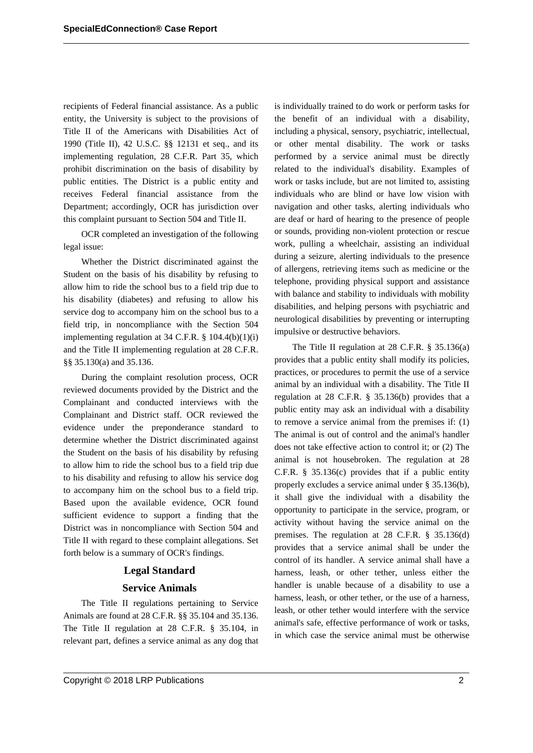recipients of Federal financial assistance. As a public entity, the University is subject to the provisions of Title II of the Americans with Disabilities Act of 1990 (Title II), 42 U.S.C. §§ 12131 et seq., and its implementing regulation, 28 C.F.R. Part 35, which prohibit discrimination on the basis of disability by public entities. The District is a public entity and receives Federal financial assistance from the Department; accordingly, OCR has jurisdiction over this complaint pursuant to Section 504 and Title II.

OCR completed an investigation of the following legal issue:

Whether the District discriminated against the Student on the basis of his disability by refusing to allow him to ride the school bus to a field trip due to his disability (diabetes) and refusing to allow his service dog to accompany him on the school bus to a field trip, in noncompliance with the Section 504 implementing regulation at 34 C.F.R. § 104.4(b)(1)(i) and the Title II implementing regulation at 28 C.F.R. §§ 35.130(a) and 35.136.

During the complaint resolution process, OCR reviewed documents provided by the District and the Complainant and conducted interviews with the Complainant and District staff. OCR reviewed the evidence under the preponderance standard to determine whether the District discriminated against the Student on the basis of his disability by refusing to allow him to ride the school bus to a field trip due to his disability and refusing to allow his service dog to accompany him on the school bus to a field trip. Based upon the available evidence, OCR found sufficient evidence to support a finding that the District was in noncompliance with Section 504 and Title II with regard to these complaint allegations. Set forth below is a summary of OCR's findings.

## Legal Standard

### Service Animals

The Title II regulations pertaining to Service Animals are found at 28 C.F.R. §§ 35.104 and 35.136. The Title II regulation at 28 C.F.R. § 35.104, in relevant part, defines a service animal as any dog that is individually trained to do work or perform tasks for the benefit of an individual with a disability, including a physical, sensory, psychiatric, intellectual, or other mental disability. The work or tasks performed by a service animal must be directly related to the individual's disability. Examples of work or tasks include, but are not limited to, assisting individuals who are blind or have low vision with navigation and other tasks, alerting individuals who are deaf or hard of hearing to the presence of people or sounds, providing non-violent protection or rescue work, pulling a wheelchair, assisting an individual during a seizure, alerting individuals to the presence of allergens, retrieving items such as medicine or the telephone, providing physical support and assistance with balance and stability to individuals with mobility disabilities, and helping persons with psychiatric and neurological disabilities by preventing or interrupting impulsive or destructive behaviors.

The Title II regulation at 28 C.F.R. § 35.136(a) provides that a public entity shall modify its policies, practices, or procedures to permit the use of a service animal by an individual with a disability. The Title II regulation at 28 C.F.R. § 35.136(b) provides that a public entity may ask an individual with a disability to remove a service animal from the premises if: (1) The animal is out of control and the animal's handler does not take effective action to control it; or (2) The animal is not housebroken. The regulation at 28 C.F.R. § 35.136(c) provides that if a public entity properly excludes a service animal under § 35.136(b), it shall give the individual with a disability the opportunity to participate in the service, program, or activity without having the service animal on the premises. The regulation at 28 C.F.R. § 35.136(d) provides that a service animal shall be under the control of its handler. A service animal shall have a harness, leash, or other tether, unless either the handler is unable because of a disability to use a harness, leash, or other tether, or the use of a harness, leash, or other tether would interfere with the service animal's safe, effective performance of work or tasks, in which case the service animal must be otherwise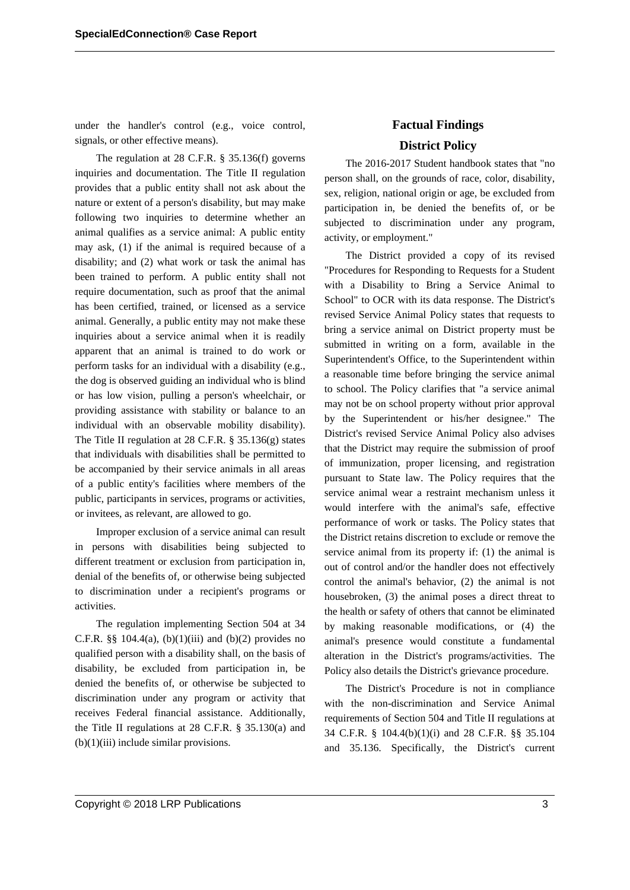under the handler's control (e.g., voice control, signals, or other effective means).

The regulation at 28 C.F.R. § 35.136(f) governs inquiries and documentation. The Title II regulation provides that a public entity shall not ask about the nature or extent of a person's disability, but may make following two inquiries to determine whether an animal qualifies as a service animal: A public entity may ask, (1) if the animal is required because of a disability; and (2) what work or task the animal has been trained to perform. A public entity shall not require documentation, such as proof that the animal has been certified, trained, or licensed as a service animal. Generally, a public entity may not make these inquiries about a service animal when it is readily apparent that an animal is trained to do work or perform tasks for an individual with a disability (e.g., the dog is observed guiding an individual who is blind or has low vision, pulling a person's wheelchair, or providing assistance with stability or balance to an individual with an observable mobility disability). The Title II regulation at 28 C.F.R. § 35.136(g) states that individuals with disabilities shall be permitted to be accompanied by their service animals in all areas of a public entity's facilities where members of the public, participants in services, programs or activities, or invitees, as relevant, are allowed to go.

Improper exclusion of a service animal can result in persons with disabilities being subjected to different treatment or exclusion from participation in, denial of the benefits of, or otherwise being subjected to discrimination under a recipient's programs or activities.

The regulation implementing Section 504 at 34 C.F.R. §§ 104.4(a), (b)(1)(iii) and (b)(2) provides no qualified person with a disability shall, on the basis of disability, be excluded from participation in, be denied the benefits of, or otherwise be subjected to discrimination under any program or activity that receives Federal financial assistance. Additionally, the Title II regulations at 28 C.F.R. § 35.130(a) and (b)(1)(iii) include similar provisions.

## Factual Findings

### District Policy

The 2016-2017 Student handbook states that "no person shall, on the grounds of race, color, disability, sex, religion, national origin or age, be excluded from participation in, be denied the benefits of, or be subjected to discrimination under any program, activity, or employment."

The District provided a copy of its revised "Procedures for Responding to Requests for a Student with a Disability to Bring a Service Animal to School" to OCR with its data response. The District's revised Service Animal Policy states that requests to bring a service animal on District property must be submitted in writing on a form, available in the Superintendent's Office, to the Superintendent within a reasonable time before bringing the service animal to school. The Policy clarifies that "a service animal may not be on school property without prior approval by the Superintendent or his/her designee." The District's revised Service Animal Policy also advises that the District may require the submission of proof of immunization, proper licensing, and registration pursuant to State law. The Policy requires that the service animal wear a restraint mechanism unless it would interfere with the animal's safe, effective performance of work or tasks. The Policy states that the District retains discretion to exclude or remove the service animal from its property if: (1) the animal is out of control and/or the handler does not effectively control the animal's behavior, (2) the animal is not housebroken, (3) the animal poses a direct threat to the health or safety of others that cannot be eliminated by making reasonable modifications, or (4) the animal's presence would constitute a fundamental alteration in the District's programs/activities. The Policy also details the District's grievance procedure.

The District's Procedure is not in compliance with the non-discrimination and Service Animal requirements of Section 504 and Title II regulations at 34 C.F.R. § 104.4(b)(1)(i) and 28 C.F.R. §§ 35.104 and 35.136. Specifically, the District's current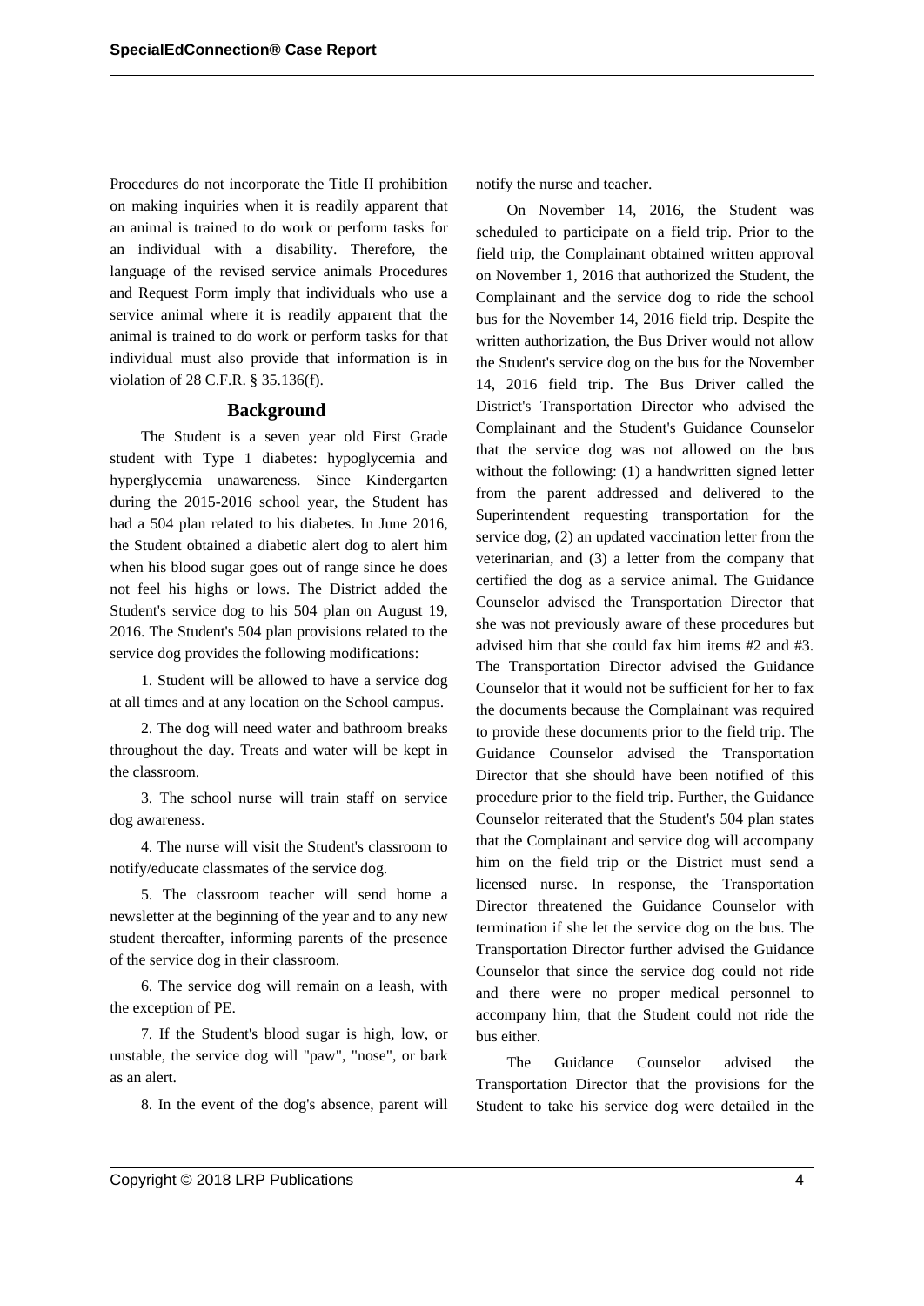Procedures do not incorporate the Title II prohibition on making inquiries when it is readily apparent that an animal is trained to do work or perform tasks for an individual with a disability. Therefore, the language of the revised service animals Procedures and Request Form imply that individuals who use a service animal where it is readily apparent that the animal is trained to do work or perform tasks for that individual must also provide that information is in violation of 28 C.F.R. § 35.136(f).

## Background

The Student is a seven year old First Grade student with Type 1 diabetes: hypoglycemia and hyperglycemia unawareness. Since Kindergarten during the 2015-2016 school year, the Student has had a 504 plan related to his diabetes. In June 2016, the Student obtained a diabetic alert dog to alert him when his blood sugar goes out of range since he does not feel his highs or lows. The District added the Student's service dog to his 504 plan on August 19, 2016. The Student's 504 plan provisions related to the service dog provides the following modifications:

1. Student will be allowed to have a service dog at all times and at any location on the School campus.

2. The dog will need water and bathroom breaks throughout the day. Treats and water will be kept in the classroom.

3. The school nurse will train staff on service dog awareness.

4. The nurse will visit the Student's classroom to notify/educate classmates of the service dog.

5. The classroom teacher will send home a newsletter at the beginning of the year and to any new student thereafter, informing parents of the presence of the service dog in their classroom.

6. The service dog will remain on a leash, with the exception of PE.

7. If the Student's blood sugar is high, low, or unstable, the service dog will "paw", "nose", or bark as an alert.

8. In the event of the dog's absence, parent will notify the nurse and teacher.

On November 14, 2016, the Student was scheduled to participate on a field trip. Prior to the field trip, the Complainant obtained written approval on November 1, 2016 that authorized the Student, the Complainant and the service dog to ride the school bus for the November 14, 2016 field trip. Despite the written authorization, the Bus Driver would not allow the Student's service dog on the bus for the November 14, 2016 field trip. The Bus Driver called the District's Transportation Director who advised the Complainant and the Student's Guidance Counselor that the service dog was not allowed on the bus without the following: (1) a handwritten signed letter from the parent addressed and delivered to the Superintendent requesting transportation for the service dog, (2) an updated vaccination letter from the veterinarian, and (3) a letter from the company that certified the dog as a service animal. The Guidance Counselor advised the Transportation Director that she was not previously aware of these procedures but advised him that she could fax him items #2 and #3. The Transportation Director advised the Guidance Counselor that it would not be sufficient for her to fax the documents because the Complainant was required to provide these documents prior to the field trip. The Guidance Counselor advised the Transportation Director that she should have been notified of this procedure prior to the field trip. Further, the Guidance Counselor reiterated that the Student's 504 plan states that the Complainant and service dog will accompany him on the field trip or the District must send a licensed nurse. In response, the Transportation Director threatened the Guidance Counselor with termination if she let the service dog on the bus. The Transportation Director further advised the Guidance Counselor that since the service dog could not ride and there were no proper medical personnel to accompany him, that the Student could not ride the bus either.

The Guidance Counselor advised the Transportation Director that the provisions for the Student to take his service dog were detailed in the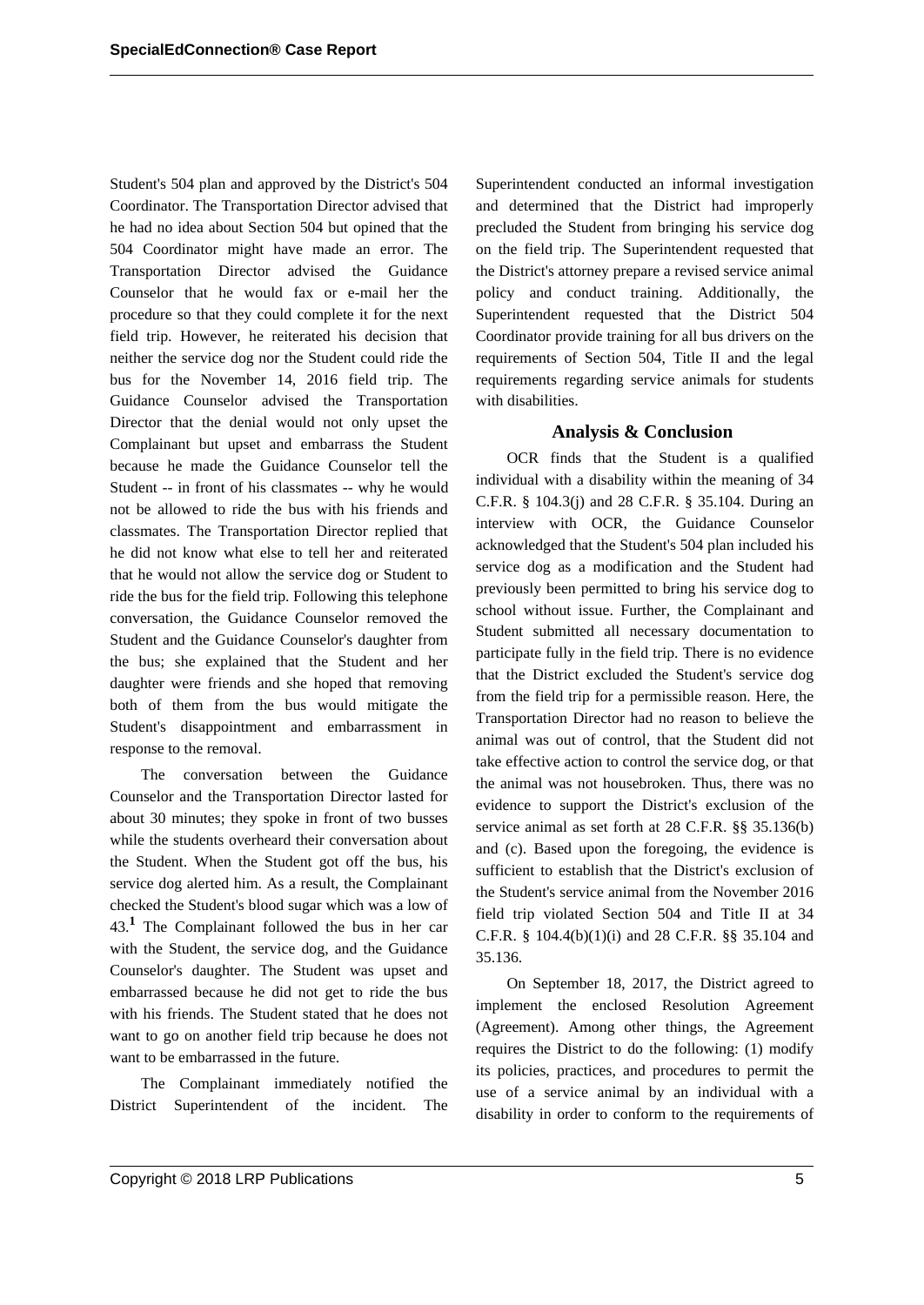Student's 504 plan and approved by the District's 504 Coordinator. The Transportation Director advised that he had no idea about Section 504 but opined that the 504 Coordinator might have made an error. The Transportation Director advised the Guidance Counselor that he would fax or e-mail her the procedure so that they could complete it for the next field trip. However, he reiterated his decision that neither the service dog nor the Student could ride the bus for the November 14, 2016 field trip. The Guidance Counselor advised the Transportation Director that the denial would not only upset the Complainant but upset and embarrass the Student because he made the Guidance Counselor tell the Student -- in front of his classmates -- why he would not be allowed to ride the bus with his friends and classmates. The Transportation Director replied that he did not know what else to tell her and reiterated that he would not allow the service dog or Student to ride the bus for the field trip. Following this telephone conversation, the Guidance Counselor removed the Student and the Guidance Counselor's daughter from the bus; she explained that the Student and her daughter were friends and she hoped that removing both of them from the bus would mitigate the Student's disappointment and embarrassment in response to the removal.

The conversation between the Guidance Counselor and the Transportation Director lasted for about 30 minutes; they spoke in front of two busses while the students overheard their conversation about the Student. When the Student got off the bus, his service dog alerted him. As a result, the Complainant checked the Student's blood sugar which was a low of 43.[1] The Complainant followed the bus in her car with the Student, the service dog, and the Guidance Counselor's daughter. The Student was upset and embarrassed because he did not get to ride the bus with his friends. The Student stated that he does not want to go on another field trip because he does not want to be embarrassed in the future.

The Complainant immediately notified the District Superintendent of the incident. The Superintendent conducted an informal investigation and determined that the District had improperly precluded the Student from bringing his service dog on the field trip. The Superintendent requested that the District's attorney prepare a revised service animal policy and conduct training. Additionally, the Superintendent requested that the District 504 Coordinator provide training for all bus drivers on the requirements of Section 504, Title II and the legal requirements regarding service animals for students with disabilities.

## Analysis & Conclusion

OCR finds that the Student is a qualified individual with a disability within the meaning of 34 C.F.R. § 104.3(j) and 28 C.F.R. § 35.104. During an interview with OCR, the Guidance Counselor acknowledged that the Student's 504 plan included his service dog as a modification and the Student had previously been permitted to bring his service dog to school without issue. Further, the Complainant and Student submitted all necessary documentation to participate fully in the field trip. There is no evidence that the District excluded the Student's service dog from the field trip for a permissible reason. Here, the Transportation Director had no reason to believe the animal was out of control, that the Student did not take effective action to control the service dog, or that the animal was not housebroken. Thus, there was no evidence to support the District's exclusion of the service animal as set forth at 28 C.F.R. §§ 35.136(b) and (c). Based upon the foregoing, the evidence is sufficient to establish that the District's exclusion of the Student's service animal from the November 2016 field trip violated Section 504 and Title II at 34 C.F.R. § 104.4(b)(1)(i) and 28 C.F.R. §§ 35.104 and 35.136.

On September 18, 2017, the District agreed to implement the enclosed Resolution Agreement (Agreement). Among other things, the Agreement requires the District to do the following: (1) modify its policies, practices, and procedures to permit the use of a service animal by an individual with a disability in order to conform to the requirements of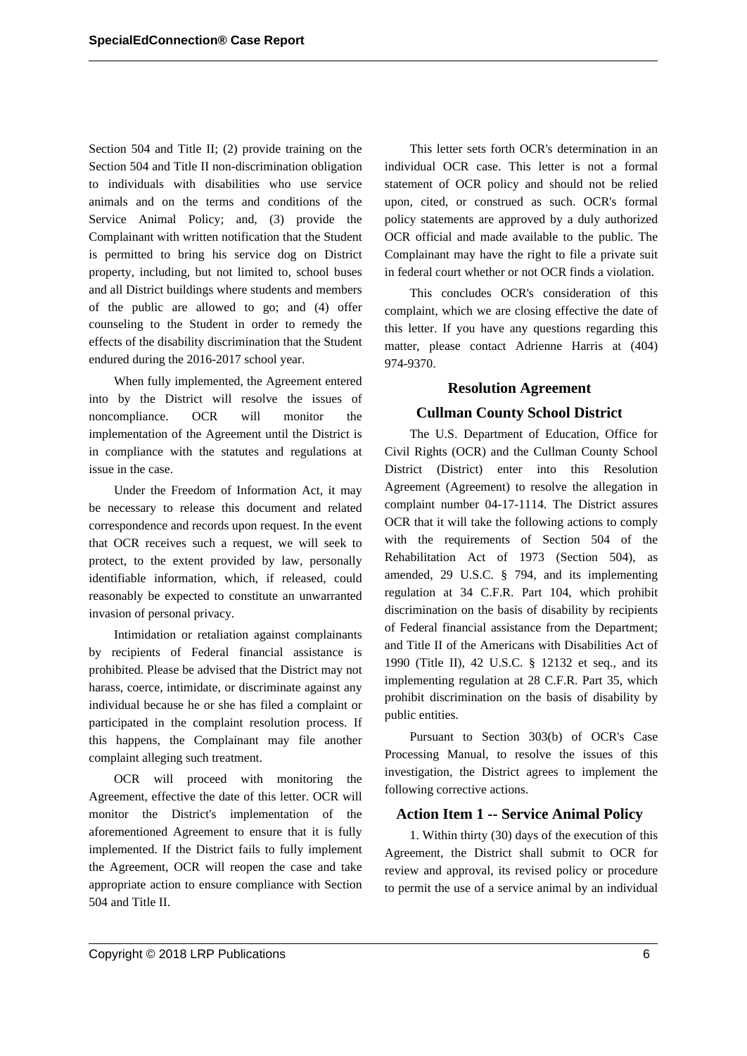Section 504 and Title II; (2) provide training on the Section 504 and Title II non-discrimination obligation to individuals with disabilities who use service animals and on the terms and conditions of the Service Animal Policy; and, (3) provide the Complainant with written notification that the Student is permitted to bring his service dog on District property, including, but not limited to, school buses and all District buildings where students and members of the public are allowed to go; and (4) offer counseling to the Student in order to remedy the effects of the disability discrimination that the Student endured during the 2016-2017 school year.

When fully implemented, the Agreement entered into by the District will resolve the issues of noncompliance. OCR will monitor the implementation of the Agreement until the District is in compliance with the statutes and regulations at issue in the case.

Under the Freedom of Information Act, it may be necessary to release this document and related correspondence and records upon request. In the event that OCR receives such a request, we will seek to protect, to the extent provided by law, personally identifiable information, which, if released, could reasonably be expected to constitute an unwarranted invasion of personal privacy.

Intimidation or retaliation against complainants by recipients of Federal financial assistance is prohibited. Please be advised that the District may not harass, coerce, intimidate, or discriminate against any individual because he or she has filed a complaint or participated in the complaint resolution process. If this happens, the Complainant may file another complaint alleging such treatment.

OCR will proceed with monitoring the Agreement, effective the date of this letter. OCR will monitor the District's implementation of the aforementioned Agreement to ensure that it is fully implemented. If the District fails to fully implement the Agreement, OCR will reopen the case and take appropriate action to ensure compliance with Section 504 and Title II.

This letter sets forth OCR's determination in an individual OCR case. This letter is not a formal statement of OCR policy and should not be relied upon, cited, or construed as such. OCR's formal policy statements are approved by a duly authorized OCR official and made available to the public. The Complainant may have the right to file a private suit in federal court whether or not OCR finds a violation.

This concludes OCR's consideration of this complaint, which we are closing effective the date of this letter. If you have any questions regarding this matter, please contact Adrienne Harris at (404) 974-9370.

## Resolution Agreement

## Cullman County School District

The U.S. Department of Education, Office for Civil Rights (OCR) and the Cullman County School District (District) enter into this Resolution Agreement (Agreement) to resolve the allegation in complaint number 04-17-1114. The District assures OCR that it will take the following actions to comply with the requirements of Section 504 of the Rehabilitation Act of 1973 (Section 504), as amended, 29 U.S.C. § 794, and its implementing regulation at 34 C.F.R. Part 104, which prohibit discrimination on the basis of disability by recipients of Federal financial assistance from the Department; and Title II of the Americans with Disabilities Act of 1990 (Title II), 42 U.S.C. § 12132 et seq., and its implementing regulation at 28 C.F.R. Part 35, which prohibit discrimination on the basis of disability by public entities.

Pursuant to Section 303(b) of OCR's Case Processing Manual, to resolve the issues of this investigation, the District agrees to implement the following corrective actions.

### Action Item 1 -- Service Animal Policy

1. Within thirty (30) days of the execution of this Agreement, the District shall submit to OCR for review and approval, its revised policy or procedure to permit the use of a service animal by an individual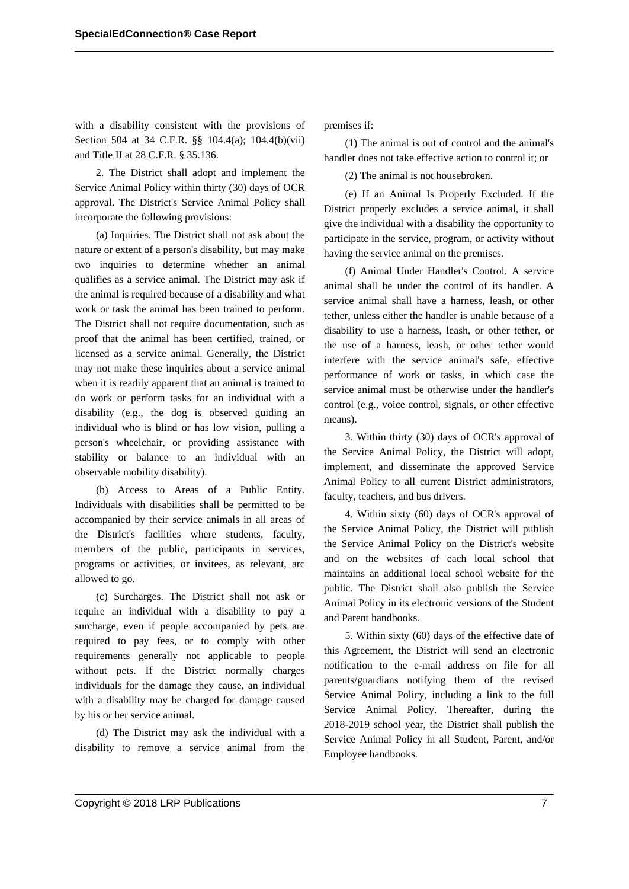with a disability consistent with the provisions of Section 504 at 34 C.F.R. §§ 104.4(a); 104.4(b)(vii) and Title II at 28 C.F.R. § 35.136.

2. The District shall adopt and implement the Service Animal Policy within thirty (30) days of OCR approval. The District's Service Animal Policy shall incorporate the following provisions:

(a) Inquiries. The District shall not ask about the nature or extent of a person's disability, but may make two inquiries to determine whether an animal qualifies as a service animal. The District may ask if the animal is required because of a disability and what work or task the animal has been trained to perform. The District shall not require documentation, such as proof that the animal has been certified, trained, or licensed as a service animal. Generally, the District may not make these inquiries about a service animal when it is readily apparent that an animal is trained to do work or perform tasks for an individual with a disability (e.g., the dog is observed guiding an individual who is blind or has low vision, pulling a person's wheelchair, or providing assistance with stability or balance to an individual with an observable mobility disability).

(b) Access to Areas of a Public Entity. Individuals with disabilities shall be permitted to be accompanied by their service animals in all areas of the District's facilities where students, faculty, members of the public, participants in services, programs or activities, or invitees, as relevant, arc allowed to go.

(c) Surcharges. The District shall not ask or require an individual with a disability to pay a surcharge, even if people accompanied by pets are required to pay fees, or to comply with other requirements generally not applicable to people without pets. If the District normally charges individuals for the damage they cause, an individual with a disability may be charged for damage caused by his or her service animal.

(d) The District may ask the individual with a disability to remove a service animal from the premises if:

(1) The animal is out of control and the animal's handler does not take effective action to control it; or

(2) The animal is not housebroken.

(e) If an Animal Is Properly Excluded. If the District properly excludes a service animal, it shall give the individual with a disability the opportunity to participate in the service, program, or activity without having the service animal on the premises.

(f) Animal Under Handler's Control. A service animal shall be under the control of its handler. A service animal shall have a harness, leash, or other tether, unless either the handler is unable because of a disability to use a harness, leash, or other tether, or the use of a harness, leash, or other tether would interfere with the service animal's safe, effective performance of work or tasks, in which case the service animal must be otherwise under the handler's control (e.g., voice control, signals, or other effective means).

3. Within thirty (30) days of OCR's approval of the Service Animal Policy, the District will adopt, implement, and disseminate the approved Service Animal Policy to all current District administrators, faculty, teachers, and bus drivers.

4. Within sixty (60) days of OCR's approval of the Service Animal Policy, the District will publish the Service Animal Policy on the District's website and on the websites of each local school that maintains an additional local school website for the public. The District shall also publish the Service Animal Policy in its electronic versions of the Student and Parent handbooks.

5. Within sixty (60) days of the effective date of this Agreement, the District will send an electronic notification to the e-mail address on file for all parents/guardians notifying them of the revised Service Animal Policy, including a link to the full Service Animal Policy. Thereafter, during the 2018-2019 school year, the District shall publish the Service Animal Policy in all Student, Parent, and/or Employee handbooks.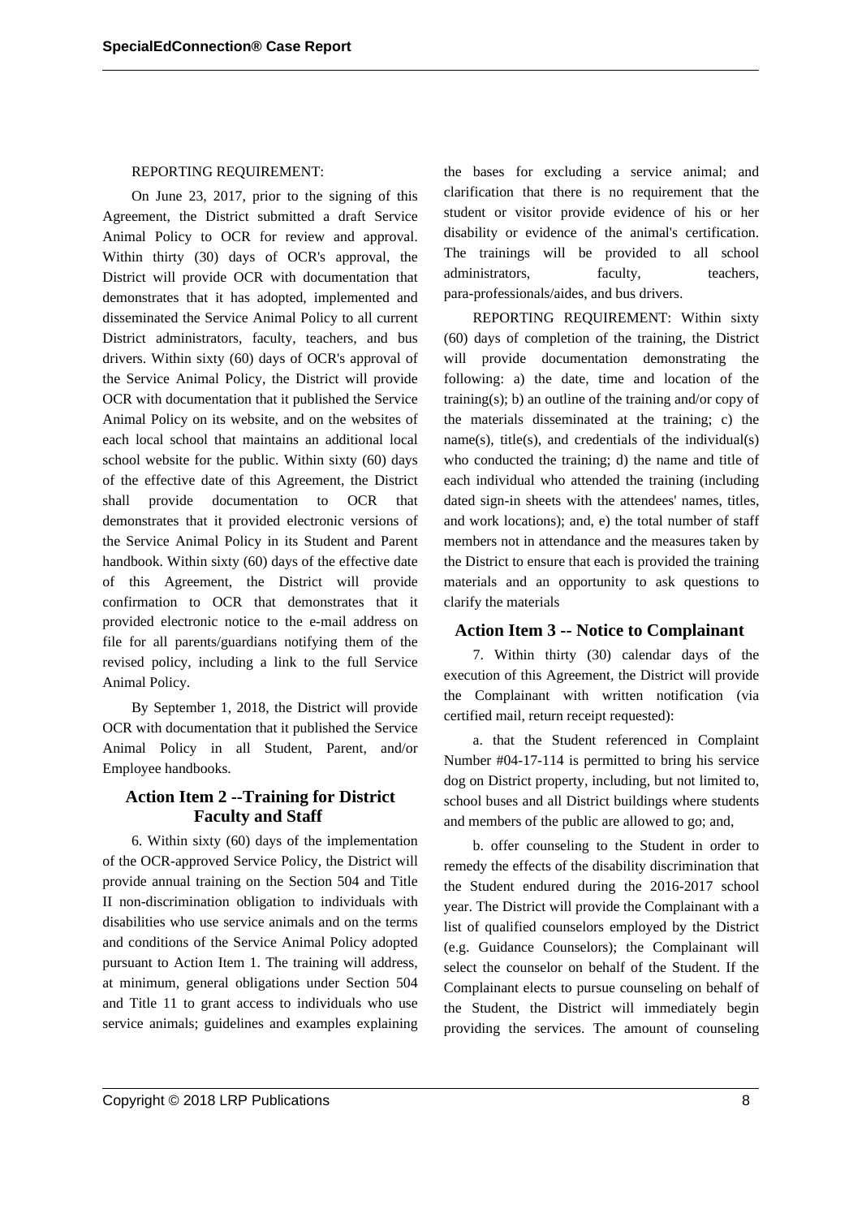REPORTING REQUIREMENT:

On June 23, 2017, prior to the signing of this Agreement, the District submitted a draft Service Animal Policy to OCR for review and approval. Within thirty (30) days of OCR's approval, the District will provide OCR with documentation that demonstrates that it has adopted, implemented and disseminated the Service Animal Policy to all current District administrators, faculty, teachers, and bus drivers. Within sixty (60) days of OCR's approval of the Service Animal Policy, the District will provide OCR with documentation that it published the Service Animal Policy on its website, and on the websites of each local school that maintains an additional local school website for the public. Within sixty (60) days of the effective date of this Agreement, the District shall provide documentation to OCR that demonstrates that it provided electronic versions of the Service Animal Policy in its Student and Parent handbook. Within sixty (60) days of the effective date of this Agreement, the District will provide confirmation to OCR that demonstrates that it provided electronic notice to the e-mail address on file for all parents/guardians notifying them of the revised policy, including a link to the full Service Animal Policy.

By September 1, 2018, the District will provide OCR with documentation that it published the Service Animal Policy in all Student, Parent, and/or Employee handbooks.

### Action Item 2 --Training for District Faculty and Staff

6. Within sixty (60) days of the implementation of the OCR-approved Service Policy, the District will provide annual training on the Section 504 and Title II non-discrimination obligation to individuals with disabilities who use service animals and on the terms and conditions of the Service Animal Policy adopted pursuant to Action Item 1. The training will address, at minimum, general obligations under Section 504 and Title 11 to grant access to individuals who use service animals; guidelines and examples explaining the bases for excluding a service animal; and clarification that there is no requirement that the student or visitor provide evidence of his or her disability or evidence of the animal's certification. The trainings will be provided to all school administrators, faculty, teachers, para-professionals/aides, and bus drivers.

REPORTING REQUIREMENT: Within sixty (60) days of completion of the training, the District will provide documentation demonstrating the following: a) the date, time and location of the training(s); b) an outline of the training and/or copy of the materials disseminated at the training; c) the name(s), title(s), and credentials of the individual(s) who conducted the training; d) the name and title of each individual who attended the training (including dated sign-in sheets with the attendees' names, titles, and work locations); and, e) the total number of staff members not in attendance and the measures taken by the District to ensure that each is provided the training materials and an opportunity to ask questions to clarify the materials

### Action Item 3 -- Notice to Complainant

7. Within thirty (30) calendar days of the execution of this Agreement, the District will provide the Complainant with written notification (via certified mail, return receipt requested):

a. that the Student referenced in Complaint Number #04-17-114 is permitted to bring his service dog on District property, including, but not limited to, school buses and all District buildings where students and members of the public are allowed to go; and,

b. offer counseling to the Student in order to remedy the effects of the disability discrimination that the Student endured during the 2016-2017 school year. The District will provide the Complainant with a list of qualified counselors employed by the District (e.g. Guidance Counselors); the Complainant will select the counselor on behalf of the Student. If the Complainant elects to pursue counseling on behalf of the Student, the District will immediately begin providing the services. The amount of counseling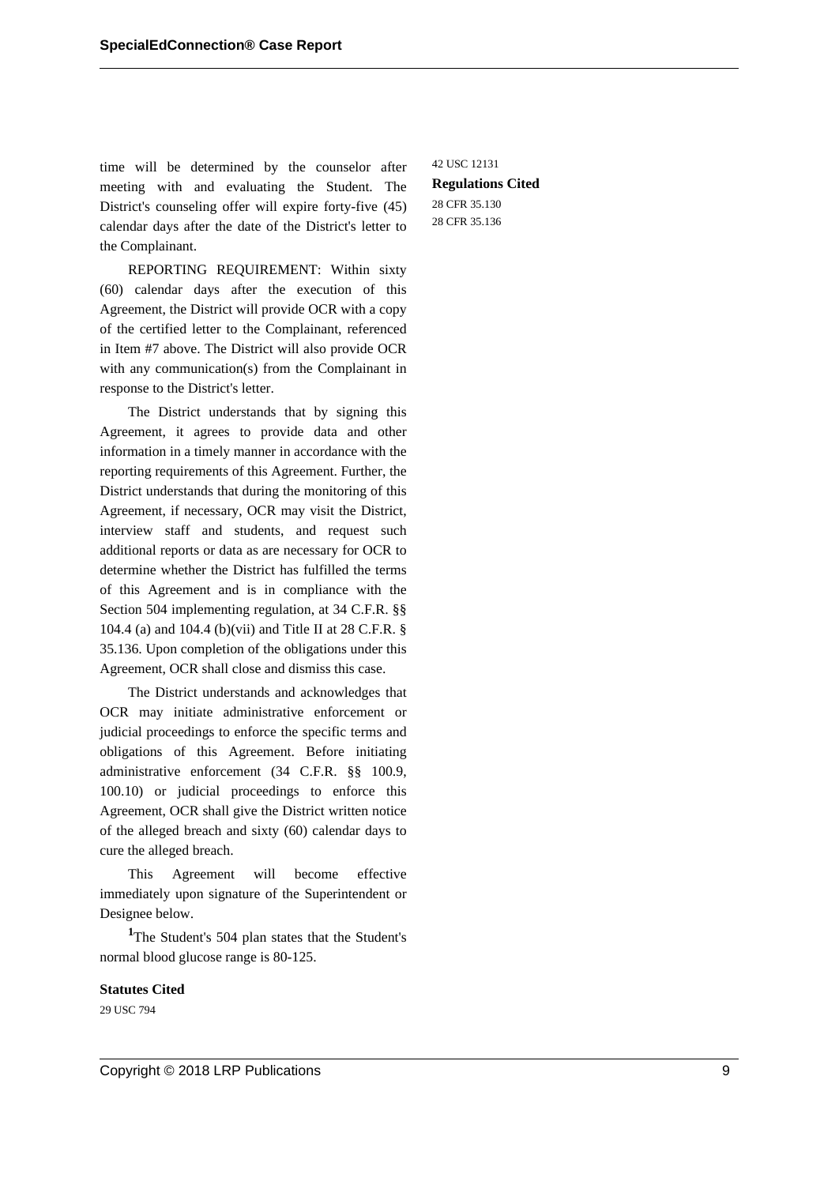time will be determined by the counselor after meeting with and evaluating the Student. The District's counseling offer will expire forty-five (45) calendar days after the date of the District's letter to the Complainant.

REPORTING REQUIREMENT: Within sixty (60) calendar days after the execution of this Agreement, the District will provide OCR with a copy of the certified letter to the Complainant, referenced in Item #7 above. The District will also provide OCR with any communication(s) from the Complainant in response to the District's letter.

The District understands that by signing this Agreement, it agrees to provide data and other information in a timely manner in accordance with the reporting requirements of this Agreement. Further, the District understands that during the monitoring of this Agreement, if necessary, OCR may visit the District, interview staff and students, and request such additional reports or data as are necessary for OCR to determine whether the District has fulfilled the terms of this Agreement and is in compliance with the Section 504 implementing regulation, at 34 C.F.R. §§ 104.4 (a) and 104.4 (b)(vii) and Title II at 28 C.F.R. § 35.136. Upon completion of the obligations under this Agreement, OCR shall close and dismiss this case.

The District understands and acknowledges that OCR may initiate administrative enforcement or judicial proceedings to enforce the specific terms and obligations of this Agreement. Before initiating administrative enforcement (34 C.F.R. §§ 100.9, 100.10) or judicial proceedings to enforce this Agreement, OCR shall give the District written notice of the alleged breach and sixty (60) calendar days to cure the alleged breach.

This Agreement will become effective immediately upon signature of the Superintendent or Designee below.

[1] The Student's 504 plan states that the Student's normal blood glucose range is 80-125.

**Statutes Cited**

29 USC 794

42 USC 12131

**Regulations Cited**

28 CFR 35.130

28 CFR 35.136